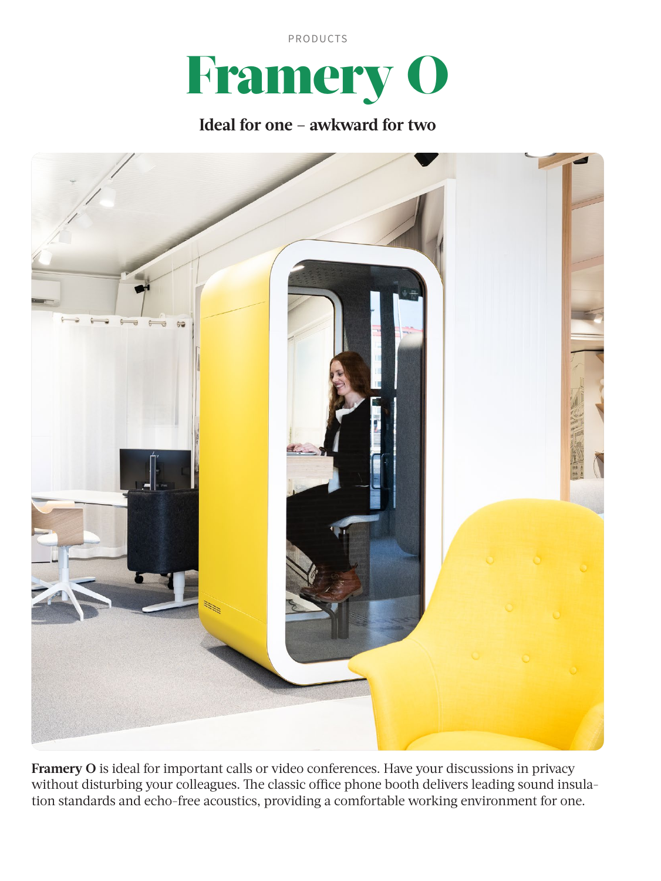PRODUCTS

# Framery O

## Ideal for one – awkward for two

**Framery O** is ideal for important calls or video conferences. Have your discussions in privacy without disturbing your colleagues. The classic office phone booth delivers leading sound insulation standards and echo-free acoustics, providing a comfortable working environment for one.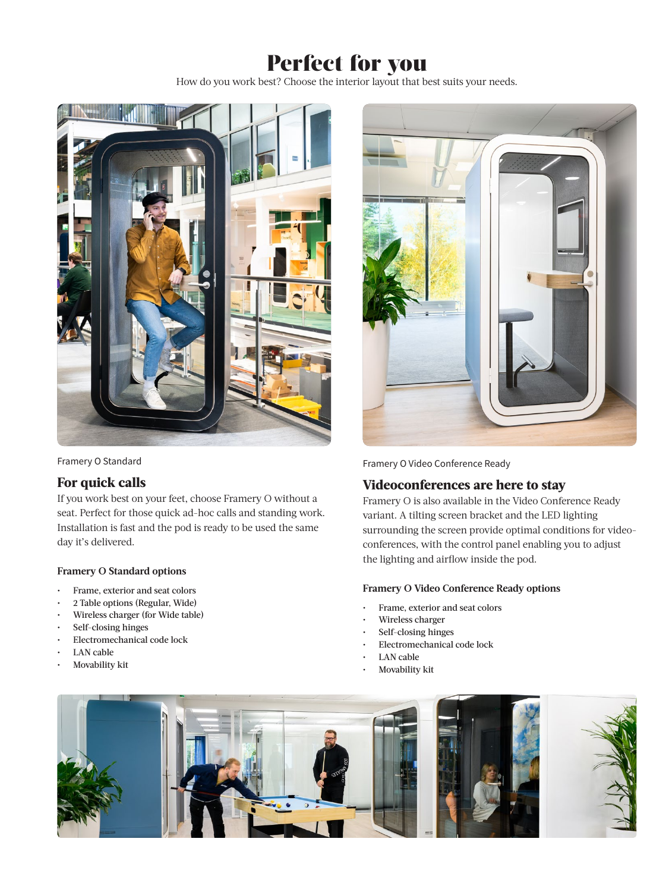# Perfect for you

How do you work best? Choose the interior layout that best suits your needs.

Framery O Standard

## For quick calls

If you work best on your feet, choose Framery O without a seat. Perfect for those quick ad-hoc calls and standing work. Installation is fast and the pod is ready to be used the same day it's delivered.

### Framery O Standard options

- Frame, exterior and seat colors
- 2 Table options (Regular, Wide)
- Wireless charger (for Wide table)
- Self-closing hinges
- Electromechanical code lock
- LAN cable
- Movability kit

Framery O Video Conference Ready

## Videoconferences are here to stay

Framery O is also available in the Video Conference Ready variant. A tilting screen bracket and the LED lighting surrounding the screen provide optimal conditions for video-conferences, with the control panel enabling you to adjust the lighting and airflow inside the pod.

### Framery O Video Conference Ready options

- Frame, exterior and seat colors
- Wireless charger
- Self-closing hinges
- Electromechanical code lock
- LAN cable
- Movability kit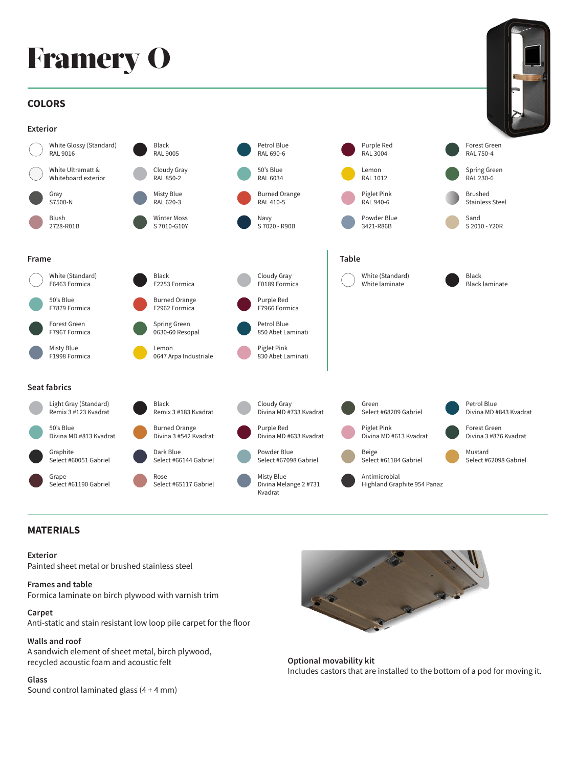# Framery O

## COLORS

### Exterior

- White Glossy (Standard) RAL 9016
- Black RAL 9005
- Petrol Blue RAL 690-6
- Purple Red RAL 3004
- Forest Green RAL 750-4
- White Ultramatt & Whiteboard exterior
- Cloudy Gray RAL 850-2
- 50's Blue RAL 6034
- Lemon RAL 1012
- Spring Green RAL 230-6
- Gray S7500-N
- Misty Blue RAL 620-3
- Burned Orange RAL 410-5
- Piglet Pink RAL 940-6
- Brushed Stainless Steel
- Blush 2728-R01B
- Winter Moss S 7010-G10Y
- Navy S 7020 - R90B
- Powder Blue 3421-R86B
- Sand S 2010 - Y20R

### Frame

- White (Standard) F6463 Formica
- Black F2253 Formica
- Cloudy Gray F0189 Formica
- 50's Blue F7879 Formica
- Burned Orange F2962 Formica
- Purple Red F7966 Formica
- Forest Green F7967 Formica
- Spring Green 0630-60 Resopal
- Petrol Blue 850 Abet Laminati
- Misty Blue F1998 Formica
- Lemon 0647 Arpa Industriale
- Piglet Pink 830 Abet Laminati

### Table

- White (Standard) White laminate
- Black Black laminate

### Seat fabrics

- Light Gray (Standard) Remix 3 #123 Kvadrat
- Black Remix 3 #183 Kvadrat
- Cloudy Gray Divina MD #733 Kvadrat
- Green Select #68209 Gabriel
- Petrol Blue Divina MD #843 Kvadrat
- 50's Blue Divina MD #813 Kvadrat
- Burned Orange Divina 3 #542 Kvadrat
- Purple Red Divina MD #633 Kvadrat
- Piglet Pink Divina MD #613 Kvadrat
- Forest Green Divina 3 #876 Kvadrat
- Graphite Select #60051 Gabriel
- Dark Blue Select #66144 Gabriel
- Powder Blue Select #67098 Gabriel
- Beige Select #61184 Gabriel
- Mustard Select #62098 Gabriel
- Grape Select #61190 Gabriel
- Rose Select #65117 Gabriel
- Misty Blue Divina Melange 2 #731 Kvadrat
- Antimicrobial Highland Graphite 954 Panaz

## MATERIALS

**Exterior**
Painted sheet metal or brushed stainless steel

**Frames and table**
Formica laminate on birch plywood with varnish trim

**Carpet**
Anti-static and stain resistant low loop pile carpet for the floor

**Walls and roof**
A sandwich element of sheet metal, birch plywood, recycled acoustic foam and acoustic felt

**Glass**
Sound control laminated glass (4 + 4 mm)

**Optional movability kit**
Includes castors that are installed to the bottom of a pod for moving it.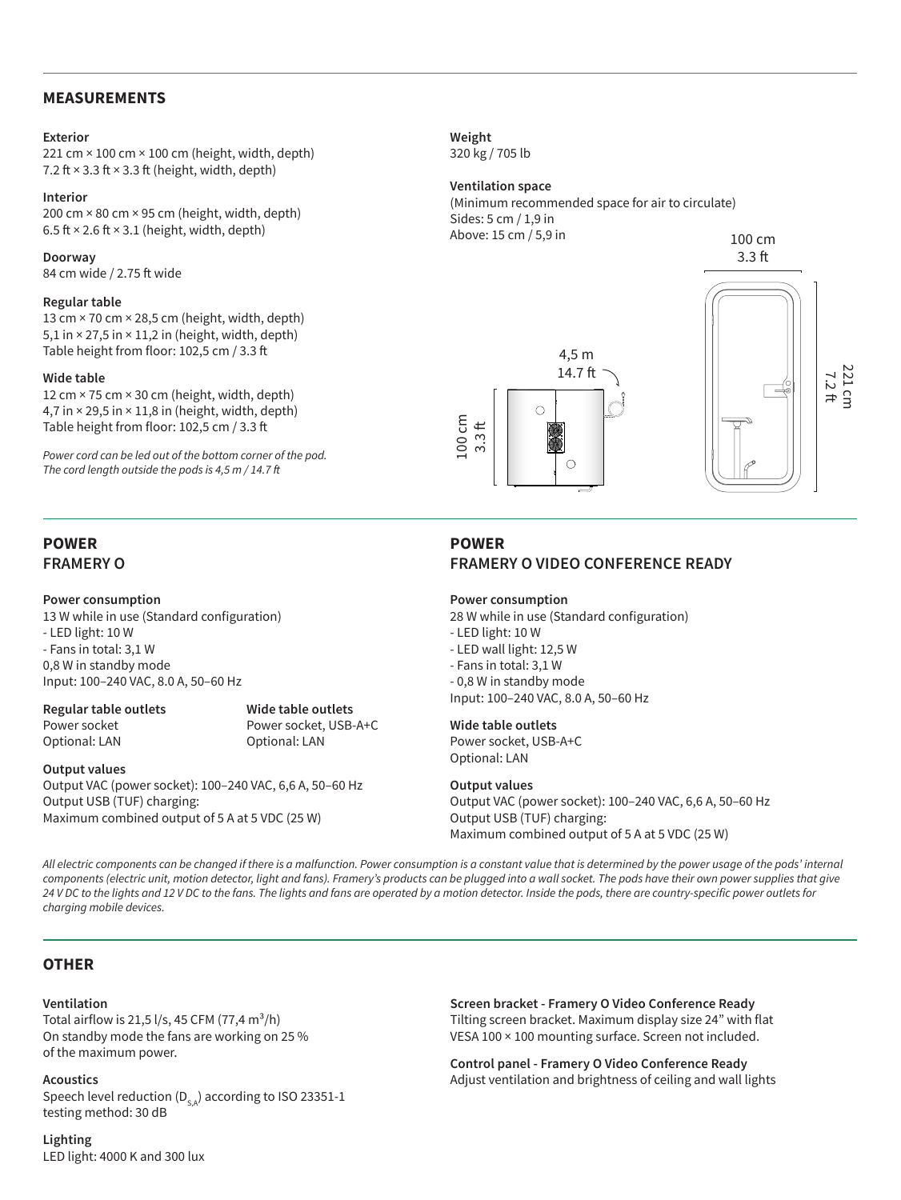## MEASUREMENTS

**Exterior**
221 cm × 100 cm × 100 cm (height, width, depth)
7.2 ft × 3.3 ft × 3.3 ft (height, width, depth)

**Interior**
200 cm × 80 cm × 95 cm (height, width, depth)
6.5 ft × 2.6 ft × 3.1 (height, width, depth)

**Doorway**
84 cm wide / 2.75 ft wide

**Regular table**
13 cm × 70 cm × 28,5 cm (height, width, depth)
5,1 in × 27,5 in × 11,2 in (height, width, depth)
Table height from floor: 102,5 cm / 3.3 ft

**Wide table**
12 cm × 75 cm × 30 cm (height, width, depth)
4,7 in × 29,5 in × 11,8 in (height, width, depth)
Table height from floor: 102,5 cm / 3.3 ft

*Power cord can be led out of the bottom corner of the pod. The cord length outside the pods is 4,5 m / 14.7 ft*

**Weight**
320 kg / 705 lb

**Ventilation space**
(Minimum recommended space for air to circulate)
Sides: 5 cm / 1,9 in
Above: 15 cm / 5,9 in

100 cm
3.3 ft

4,5 m
14.7 ft

100 cm
3.3 ft

221 cm
7.2 ft

## POWER
### FRAMERY O

**Power consumption**
13 W while in use (Standard configuration)
- LED light: 10 W
- Fans in total: 3,1 W

0,8 W in standby mode
Input: 100–240 VAC, 8.0 A, 50–60 Hz

**Regular table outlets**
Power socket
Optional: LAN

**Wide table outlets**
Power socket, USB-A+C
Optional: LAN

**Output values**
Output VAC (power socket): 100–240 VAC, 6,6 A, 50–60 Hz
Output USB (TUF) charging:
Maximum combined output of 5 A at 5 VDC (25 W)

## POWER
### FRAMERY O VIDEO CONFERENCE READY

**Power consumption**
28 W while in use (Standard configuration)
- LED light: 10 W
- LED wall light: 12,5 W
- Fans in total: 3,1 W
- 0,8 W in standby mode

Input: 100–240 VAC, 8.0 A, 50–60 Hz

**Wide table outlets**
Power socket, USB-A+C
Optional: LAN

**Output values**
Output VAC (power socket): 100–240 VAC, 6,6 A, 50–60 Hz
Output USB (TUF) charging:
Maximum combined output of 5 A at 5 VDC (25 W)

*All electric components can be changed if there is a malfunction. Power consumption is a constant value that is determined by the power usage of the pods' internal components (electric unit, motion detector, light and fans). Framery's products can be plugged into a wall socket. The pods have their own power supplies that give 24 V DC to the lights and 12 V DC to the fans. The lights and fans are operated by a motion detector. Inside the pods, there are country-specific power outlets for charging mobile devices.*

## OTHER

**Ventilation**
Total airflow is 21,5 l/s, 45 CFM (77,4 $m^3$/h)
On standby mode the fans are working on 25 % of the maximum power.

**Acoustics**
Speech level reduction ($D_{S,A}$) according to ISO 23351-1 testing method: 30 dB

**Lighting**
LED light: 4000 K and 300 lux

**Screen bracket - Framery O Video Conference Ready**
Tilting screen bracket. Maximum display size 24" with flat VESA 100 × 100 mounting surface. Screen not included.

**Control panel - Framery O Video Conference Ready**
Adjust ventilation and brightness of ceiling and wall lights